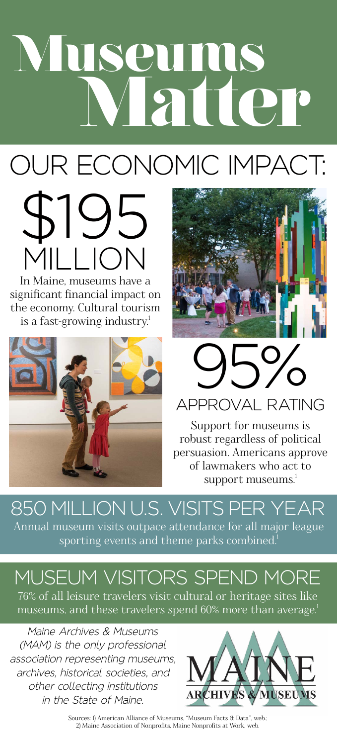# Museums Matter

## OUR ECONOMIC IMPACT:

## $195 MILLION

In Maine, museums have a significant financial impact on the economy. Cultural tourism is a fast-growing industry.[1]

## 95% APPROVAL RATING

Support for museums is robust regardless of political persuasion. Americans approve of lawmakers who act to support museums.[1]

## 850 MILLION U.S. VISITS PER YEAR

Annual museum visits outpace attendance for all major league sporting events and theme parks combined.[1]

## MUSEUM VISITORS SPEND MORE

76% of all leisure travelers visit cultural or heritage sites like museums, and these travelers spend 60% more than average.[1]

*Maine Archives & Museums (MAM) is the only professional association representing museums, archives, historical societies, and other collecting institutions in the State of Maine.*

MAINE ARCHIVES & MUSEUMS

Sources: 1) American Alliance of Museums, "Museum Facts & Data", web.; 2) Maine Association of Nonprofits, Maine Nonprofits at Work, web.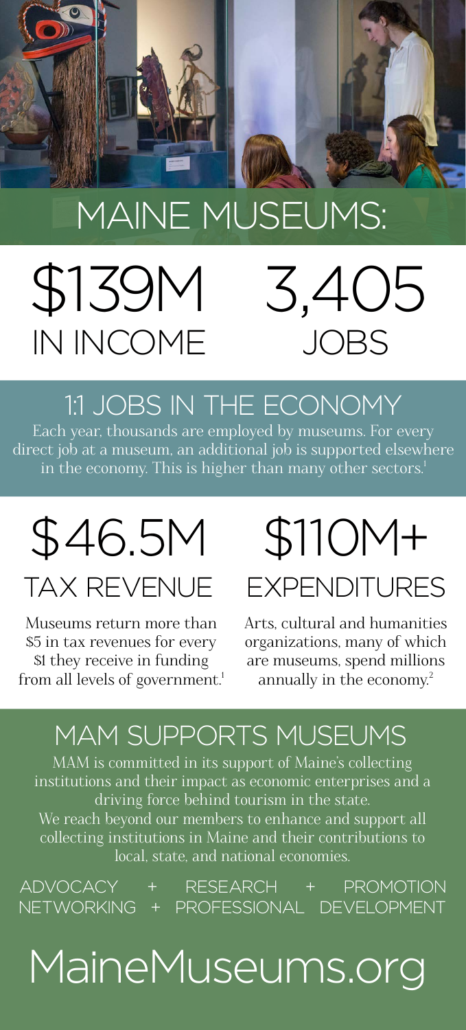# MAINE MUSEUMS:

$139M
IN INCOME

3,405
JOBS

## 1:1 JOBS IN THE ECONOMY

Each year, thousands are employed by museums. For every direct job at a museum, an additional job is supported elsewhere in the economy. This is higher than many other sectors.[1]

$46.5M
TAX REVENUE

Museums return more than $5 in tax revenues for every $1 they receive in funding from all levels of government.[1]

$110M+
EXPENDITURES

Arts, cultural and humanities organizations, many of which are museums, spend millions annually in the economy.[2]

## MAM SUPPORTS MUSEUMS

MAM is committed in its support of Maine's collecting institutions and their impact as economic enterprises and a driving force behind tourism in the state.
We reach beyond our members to enhance and support all collecting institutions in Maine and their contributions to local, state, and national economies.

ADVOCACY + RESEARCH + PROMOTION
NETWORKING + PROFESSIONAL DEVELOPMENT

# MaineMuseums.org